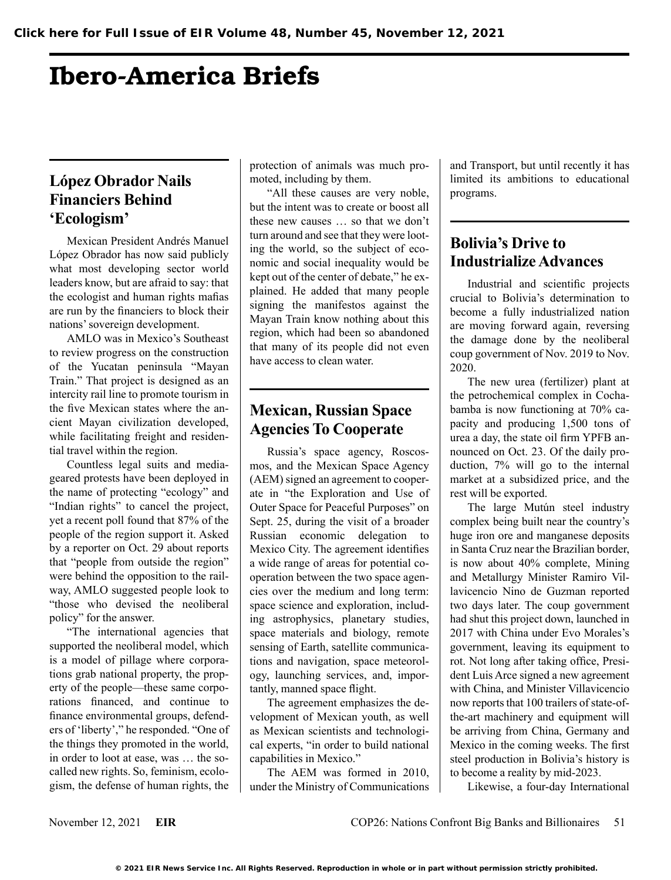# Ibero-America Briefs

## López Obrador Nails Financiers Behind 'Ecologism'

Mexican President Andrés Manuel López Obrador has now said publicly what most developing sector world leaders know, but are afraid to say: that the ecologist and human rights mafias are run by the financiers to block their nations' sovereign development.

AMLO was in Mexico's Southeast to review progress on the construction of the Yucatan peninsula "Mayan Train." That project is designed as an intercity rail line to promote tourism in the five Mexican states where the ancient Mayan civilization developed, while facilitating freight and residential travel within the region.

Countless legal suits and media-geared protests have been deployed in the name of protecting "ecology" and "Indian rights" to cancel the project, yet a recent poll found that 87% of the people of the region support it. Asked by a reporter on Oct. 29 about reports that "people from outside the region" were behind the opposition to the railway, AMLO suggested people look to "those who devised the neoliberal policy" for the answer.

"The international agencies that supported the neoliberal model, which is a model of pillage where corporations grab national property, the property of the people—these same corporations financed, and continue to finance environmental groups, defenders of 'liberty'," he responded. "One of the things they promoted in the world, in order to loot at ease, was … the so-called new rights. So, feminism, ecologism, the defense of human rights, the protection of animals was much promoted, including by them.

"All these causes are very noble, but the intent was to create or boost all these new causes … so that we don't turn around and see that they were looting the world, so the subject of economic and social inequality would be kept out of the center of debate," he explained. He added that many people signing the manifestos against the Mayan Train know nothing about this region, which had been so abandoned that many of its people did not even have access to clean water.

## Mexican, Russian Space Agencies To Cooperate

Russia's space agency, Roscosmos, and the Mexican Space Agency (AEM) signed an agreement to cooperate in "the Exploration and Use of Outer Space for Peaceful Purposes" on Sept. 25, during the visit of a broader Russian economic delegation to Mexico City. The agreement identifies a wide range of areas for potential cooperation between the two space agencies over the medium and long term: space science and exploration, including astrophysics, planetary studies, space materials and biology, remote sensing of Earth, satellite communications and navigation, space meteorology, launching services, and, importantly, manned space flight.

The agreement emphasizes the development of Mexican youth, as well as Mexican scientists and technological experts, "in order to build national capabilities in Mexico."

The AEM was formed in 2010, under the Ministry of Communications and Transport, but until recently it has limited its ambitions to educational programs.

## Bolivia's Drive to Industrialize Advances

Industrial and scientific projects crucial to Bolivia's determination to become a fully industrialized nation are moving forward again, reversing the damage done by the neoliberal coup government of Nov. 2019 to Nov. 2020.

The new urea (fertilizer) plant at the petrochemical complex in Cochabamba is now functioning at 70% capacity and producing 1,500 tons of urea a day, the state oil firm YPFB announced on Oct. 23. Of the daily production, 7% will go to the internal market at a subsidized price, and the rest will be exported.

The large Mutún steel industry complex being built near the country's huge iron ore and manganese deposits in Santa Cruz near the Brazilian border, is now about 40% complete, Mining and Metallurgy Minister Ramiro Villavicencio Nino de Guzman reported two days later. The coup government had shut this project down, launched in 2017 with China under Evo Morales's government, leaving its equipment to rot. Not long after taking office, President Luis Arce signed a new agreement with China, and Minister Villavicencio now reports that 100 trailers of state-of-the-art machinery and equipment will be arriving from China, Germany and Mexico in the coming weeks. The first steel production in Bolivia's history is to become a reality by mid-2023.

Likewise, a four-day International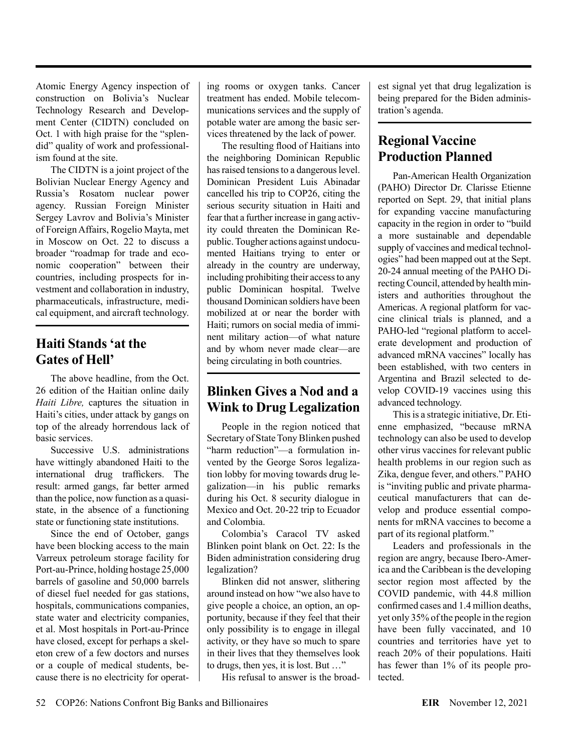Atomic Energy Agency inspection of construction on Bolivia's Nuclear Technology Research and Development Center (CIDTN) concluded on Oct. 1 with high praise for the "splendid" quality of work and professionalism found at the site.

The CIDTN is a joint project of the Bolivian Nuclear Energy Agency and Russia's Rosatom nuclear power agency. Russian Foreign Minister Sergey Lavrov and Bolivia's Minister of Foreign Affairs, Rogelio Mayta, met in Moscow on Oct. 22 to discuss a broader "roadmap for trade and economic cooperation" between their countries, including prospects for investment and collaboration in industry, pharmaceuticals, infrastructure, medical equipment, and aircraft technology.

## Haiti Stands 'at the Gates of Hell'

The above headline, from the Oct. 26 edition of the Haitian online daily *Haiti Libre,* captures the situation in Haiti's cities, under attack by gangs on top of the already horrendous lack of basic services.

Successive U.S. administrations have wittingly abandoned Haiti to the international drug traffickers. The result: armed gangs, far better armed than the police, now function as a quasi-state, in the absence of a functioning state or functioning state institutions.

Since the end of October, gangs have been blocking access to the main Varreux petroleum storage facility for Port-au-Prince, holding hostage 25,000 barrels of gasoline and 50,000 barrels of diesel fuel needed for gas stations, hospitals, communications companies, state water and electricity companies, et al. Most hospitals in Port-au-Prince have closed, except for perhaps a skeleton crew of a few doctors and nurses or a couple of medical students, because there is no electricity for operating rooms or oxygen tanks. Cancer treatment has ended. Mobile telecommunications services and the supply of potable water are among the basic services threatened by the lack of power.

The resulting flood of Haitians into the neighboring Dominican Republic has raised tensions to a dangerous level. Dominican President Luis Abinadar cancelled his trip to COP26, citing the serious security situation in Haiti and fear that a further increase in gang activity could threaten the Dominican Republic. Tougher actions against undocumented Haitians trying to enter or already in the country are underway, including prohibiting their access to any public Dominican hospital. Twelve thousand Dominican soldiers have been mobilized at or near the border with Haiti; rumors on social media of imminent military action—of what nature and by whom never made clear—are being circulating in both countries.

## Blinken Gives a Nod and a Wink to Drug Legalization

People in the region noticed that Secretary of State Tony Blinken pushed "harm reduction"—a formulation invented by the George Soros legalization lobby for moving towards drug legalization—in his public remarks during his Oct. 8 security dialogue in Mexico and Oct. 20-22 trip to Ecuador and Colombia.

Colombia's Caracol TV asked Blinken point blank on Oct. 22: Is the Biden administration considering drug legalization?

Blinken did not answer, slithering around instead on how "we also have to give people a choice, an option, an opportunity, because if they feel that their only possibility is to engage in illegal activity, or they have so much to spare in their lives that they themselves look to drugs, then yes, it is lost. But …"

His refusal to answer is the broadest signal yet that drug legalization is being prepared for the Biden administration's agenda.

## Regional Vaccine Production Planned

Pan-American Health Organization (PAHO) Director Dr. Clarisse Etienne reported on Sept. 29, that initial plans for expanding vaccine manufacturing capacity in the region in order to "build a more sustainable and dependable supply of vaccines and medical technologies" had been mapped out at the Sept. 20-24 annual meeting of the PAHO Directing Council, attended by health ministers and authorities throughout the Americas. A regional platform for vaccine clinical trials is planned, and a PAHO-led "regional platform to accelerate development and production of advanced mRNA vaccines" locally has been established, with two centers in Argentina and Brazil selected to develop COVID-19 vaccines using this advanced technology.

This is a strategic initiative, Dr. Etienne emphasized, "because mRNA technology can also be used to develop other virus vaccines for relevant public health problems in our region such as Zika, dengue fever, and others." PAHO is "inviting public and private pharmaceutical manufacturers that can develop and produce essential components for mRNA vaccines to become a part of its regional platform."

Leaders and professionals in the region are angry, because Ibero-America and the Caribbean is the developing sector region most affected by the COVID pandemic, with 44.8 million confirmed cases and 1.4 million deaths, yet only 35% of the people in the region have been fully vaccinated, and 10 countries and territories have yet to reach 20% of their populations. Haiti has fewer than 1% of its people protected.